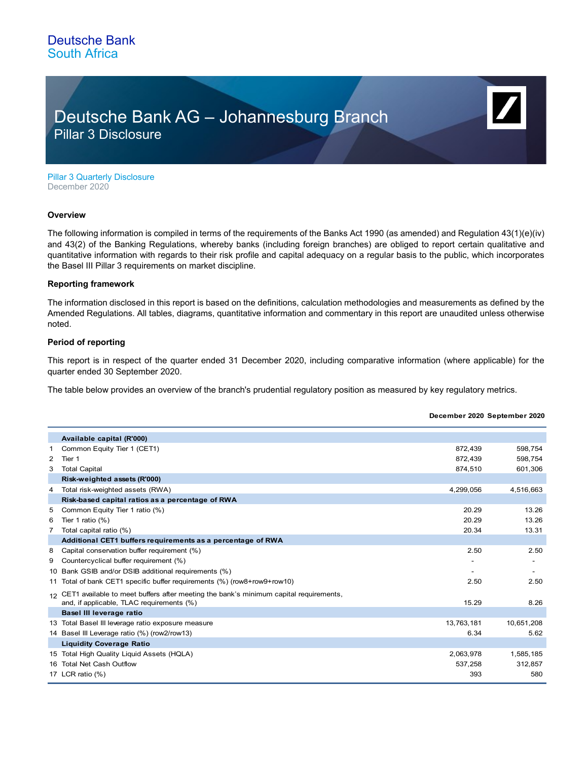Deutsche Bank
South Africa

# Deutsche Bank AG – Johannesburg Branch
## Pillar 3 Disclosure

Pillar 3 Quarterly Disclosure
December 2020

### Overview

The following information is compiled in terms of the requirements of the Banks Act 1990 (as amended) and Regulation 43(1)(e)(iv) and 43(2) of the Banking Regulations, whereby banks (including foreign branches) are obliged to report certain qualitative and quantitative information with regards to their risk profile and capital adequacy on a regular basis to the public, which incorporates the Basel III Pillar 3 requirements on market discipline.

### Reporting framework

The information disclosed in this report is based on the definitions, calculation methodologies and measurements as defined by the Amended Regulations. All tables, diagrams, quantitative information and commentary in this report are unaudited unless otherwise noted.

### Period of reporting

This report is in respect of the quarter ended 31 December 2020, including comparative information (where applicable) for the quarter ended 30 September 2020.

The table below provides an overview of the branch's prudential regulatory position as measured by key regulatory metrics.

| | | December 2020 | September 2020 |
|---|---|---|---|
| | **Available capital (R'000)** | | |
| 1 | Common Equity Tier 1 (CET1) | 872,439 | 598,754 |
| 2 | Tier 1 | 872,439 | 598,754 |
| 3 | Total Capital | 874,510 | 601,306 |
| | **Risk-weighted assets (R'000)** | | |
| 4 | Total risk-weighted assets (RWA) | 4,299,056 | 4,516,663 |
| | **Risk-based capital ratios as a percentage of RWA** | | |
| 5 | Common Equity Tier 1 ratio (%) | 20.29 | 13.26 |
| 6 | Tier 1 ratio (%) | 20.29 | 13.26 |
| 7 | Total capital ratio (%) | 20.34 | 13.31 |
| | **Additional CET1 buffers requirements as a percentage of RWA** | | |
| 8 | Capital conservation buffer requirement (%) | 2.50 | 2.50 |
| 9 | Countercyclical buffer requirement (%) | - | - |
| 10 | Bank GSIB and/or DSIB additional requirements (%) | - | - |
| 11 | Total of bank CET1 specific buffer requirements (%) (row8+row9+row10) | 2.50 | 2.50 |
| 12 | CET1 available to meet buffers after meeting the bank's minimum capital requirements, and, if applicable, TLAC requirements (%) | 15.29 | 8.26 |
| | **Basel III leverage ratio** | | |
| 13 | Total Basel III leverage ratio exposure measure | 13,763,181 | 10,651,208 |
| 14 | Basel III Leverage ratio (%) (row2/row13) | 6.34 | 5.62 |
| | **Liquidity Coverage Ratio** | | |
| 15 | Total High Quality Liquid Assets (HQLA) | 2,063,978 | 1,585,185 |
| 16 | Total Net Cash Outflow | 537,258 | 312,857 |
| 17 | LCR ratio (%) | 393 | 580 |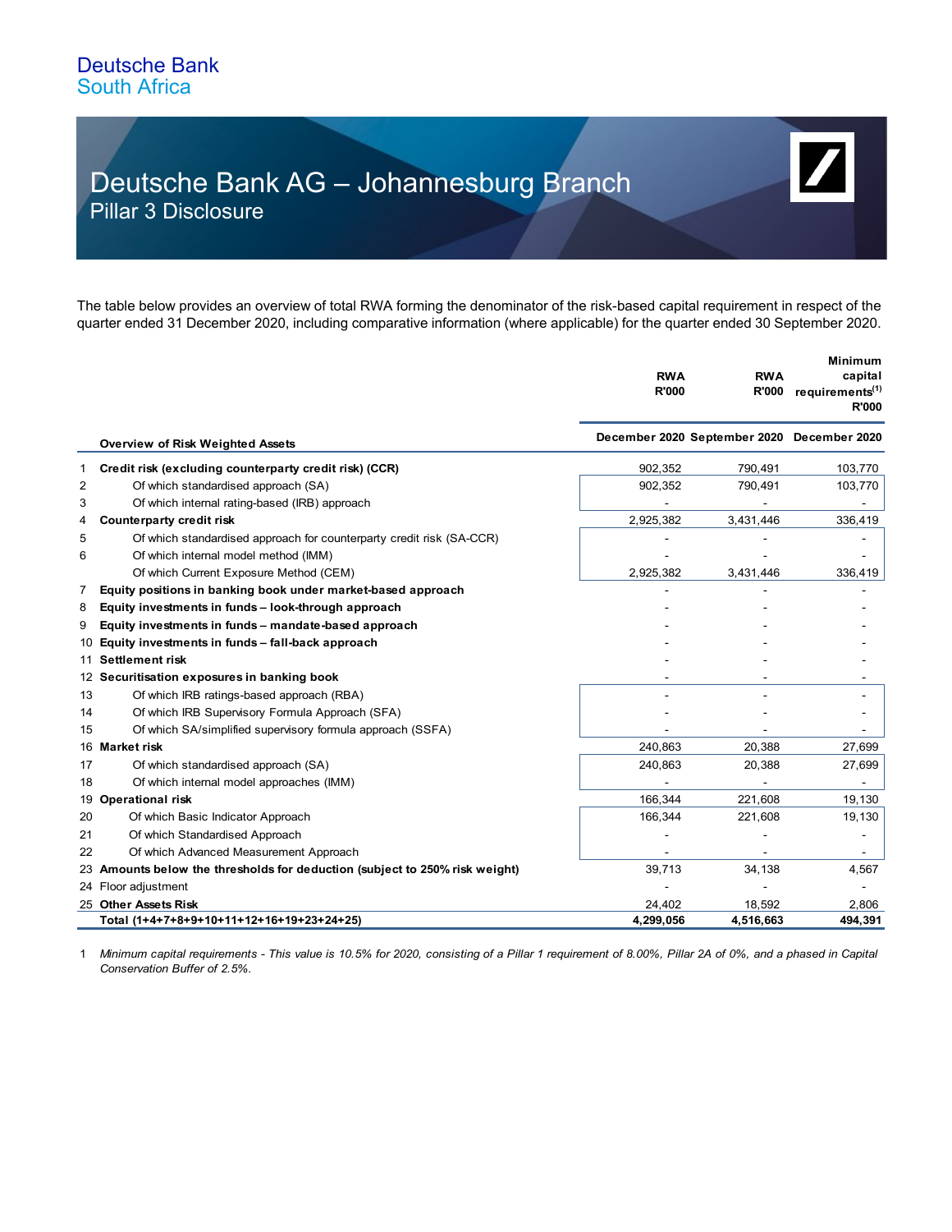Deutsche Bank
South Africa

# Deutsche Bank AG – Johannesburg Branch
## Pillar 3 Disclosure

The table below provides an overview of total RWA forming the denominator of the risk-based capital requirement in respect of the quarter ended 31 December 2020, including comparative information (where applicable) for the quarter ended 30 September 2020.

| | Overview of Risk Weighted Assets | RWA R'000 December 2020 | RWA R'000 September 2020 | Minimum capital requirements[1] R'000 December 2020 |
|---|---|---|---|---|
| 1 | **Credit risk (excluding counterparty credit risk) (CCR)** | 902,352 | 790,491 | 103,770 |
| 2 | Of which standardised approach (SA) | 902,352 | 790,491 | 103,770 |
| 3 | Of which internal rating-based (IRB) approach | - | - | - |
| 4 | **Counterparty credit risk** | 2,925,382 | 3,431,446 | 336,419 |
| 5 | Of which standardised approach for counterparty credit risk (SA-CCR) | - | - | - |
| 6 | Of which internal model method (IMM) | - | - | - |
| | Of which Current Exposure Method (CEM) | 2,925,382 | 3,431,446 | 336,419 |
| 7 | **Equity positions in banking book under market-based approach** | - | - | - |
| 8 | **Equity investments in funds – look-through approach** | - | - | - |
| 9 | **Equity investments in funds – mandate-based approach** | - | - | - |
| 10 | **Equity investments in funds – fall-back approach** | - | - | - |
| 11 | **Settlement risk** | - | - | - |
| 12 | **Securitisation exposures in banking book** | - | - | - |
| 13 | Of which IRB ratings-based approach (RBA) | - | - | - |
| 14 | Of which IRB Supervisory Formula Approach (SFA) | - | - | - |
| 15 | Of which SA/simplified supervisory formula approach (SSFA) | - | - | - |
| 16 | **Market risk** | 240,863 | 20,388 | 27,699 |
| 17 | Of which standardised approach (SA) | 240,863 | 20,388 | 27,699 |
| 18 | Of which internal model approaches (IMM) | - | - | - |
| 19 | **Operational risk** | 166,344 | 221,608 | 19,130 |
| 20 | Of which Basic Indicator Approach | 166,344 | 221,608 | 19,130 |
| 21 | Of which Standardised Approach | - | - | - |
| 22 | Of which Advanced Measurement Approach | - | - | - |
| 23 | **Amounts below the thresholds for deduction (subject to 250% risk weight)** | 39,713 | 34,138 | 4,567 |
| 24 | Floor adjustment | - | - | - |
| 25 | **Other Assets Risk** | 24,402 | 18,592 | 2,806 |
| | **Total (1+4+7+8+9+10+11+12+16+19+23+24+25)** | **4,299,056** | **4,516,663** | **494,391** |

1 *Minimum capital requirements - This value is 10.5% for 2020, consisting of a Pillar 1 requirement of 8.00%, Pillar 2A of 0%, and a phased in Capital Conservation Buffer of 2.5%.*